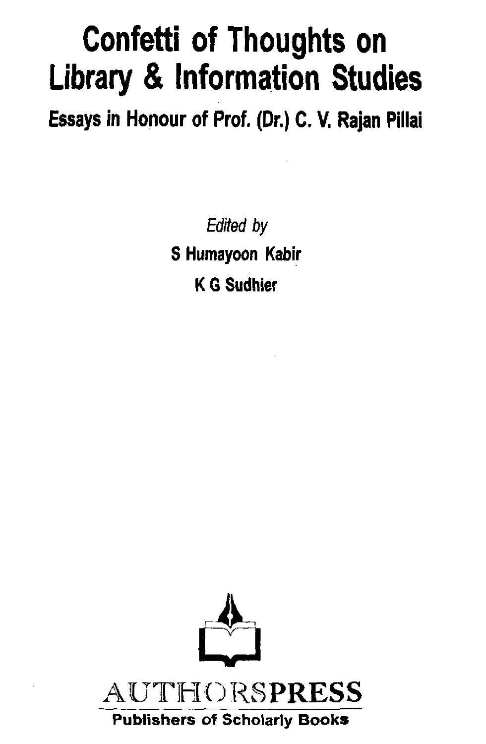# Confetti of Thoughts on Library & Information Studies

## Essays in Honour of Prof. (Dr.) C. V. Rajan Pillai

*Edited by*

**S Humayoon Kabir**

**K G Sudhier**

AUTHORSPRESS

**Publishers of Scholarly Books**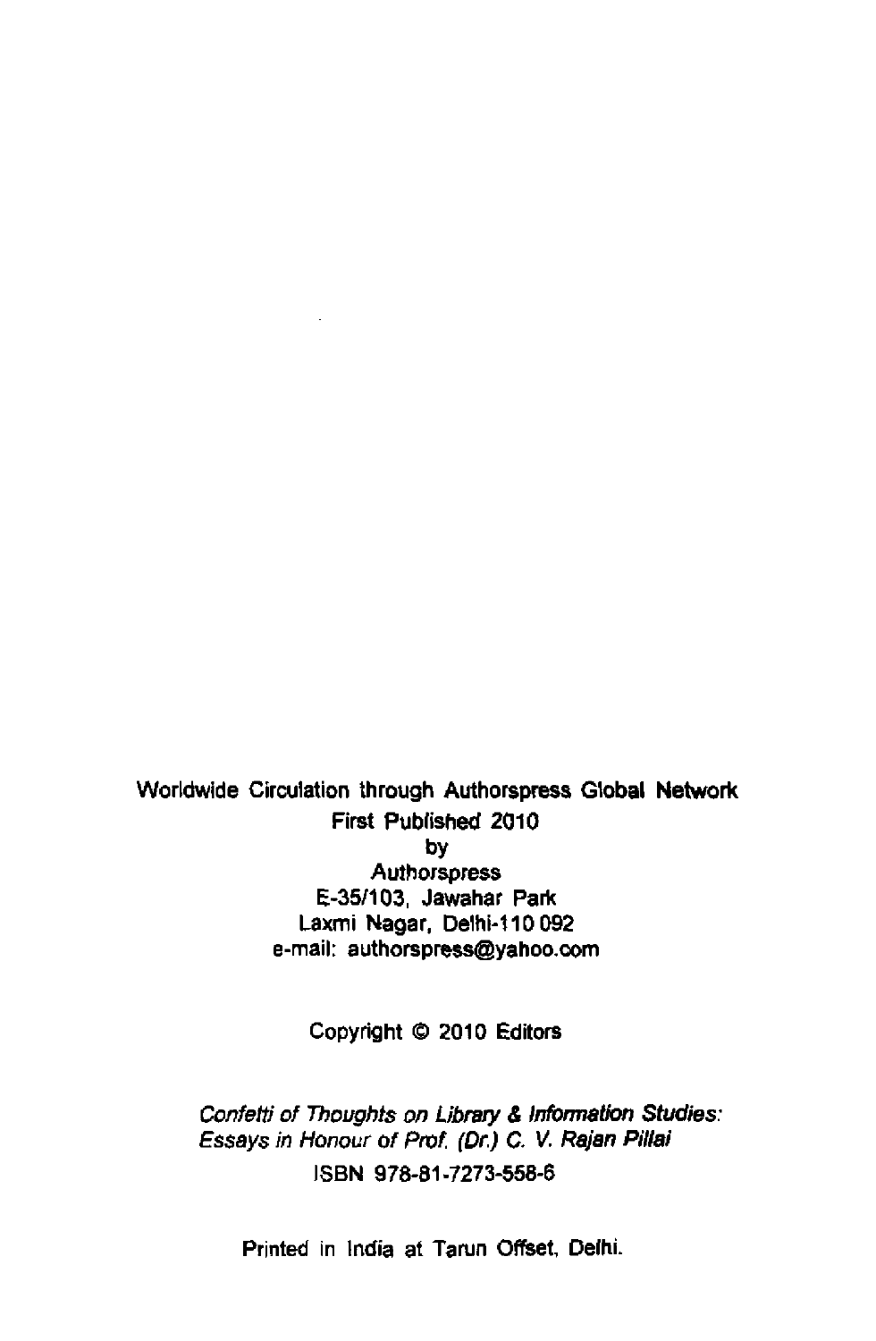Worldwide Circulation through Authorspress Global Network
First Published 2010
by
Authorspress
E-35/103, Jawahar Park
Laxmi Nagar, Delhi-110 092
e-mail: authorspress@yahoo.com

Copyright © 2010 Editors

*Confetti of Thoughts on Library & Information Studies: Essays in Honour of Prof. (Dr.) C. V. Rajan Pillai*
ISBN 978-81-7273-558-6

Printed in India at Tarun Offset, Delhi.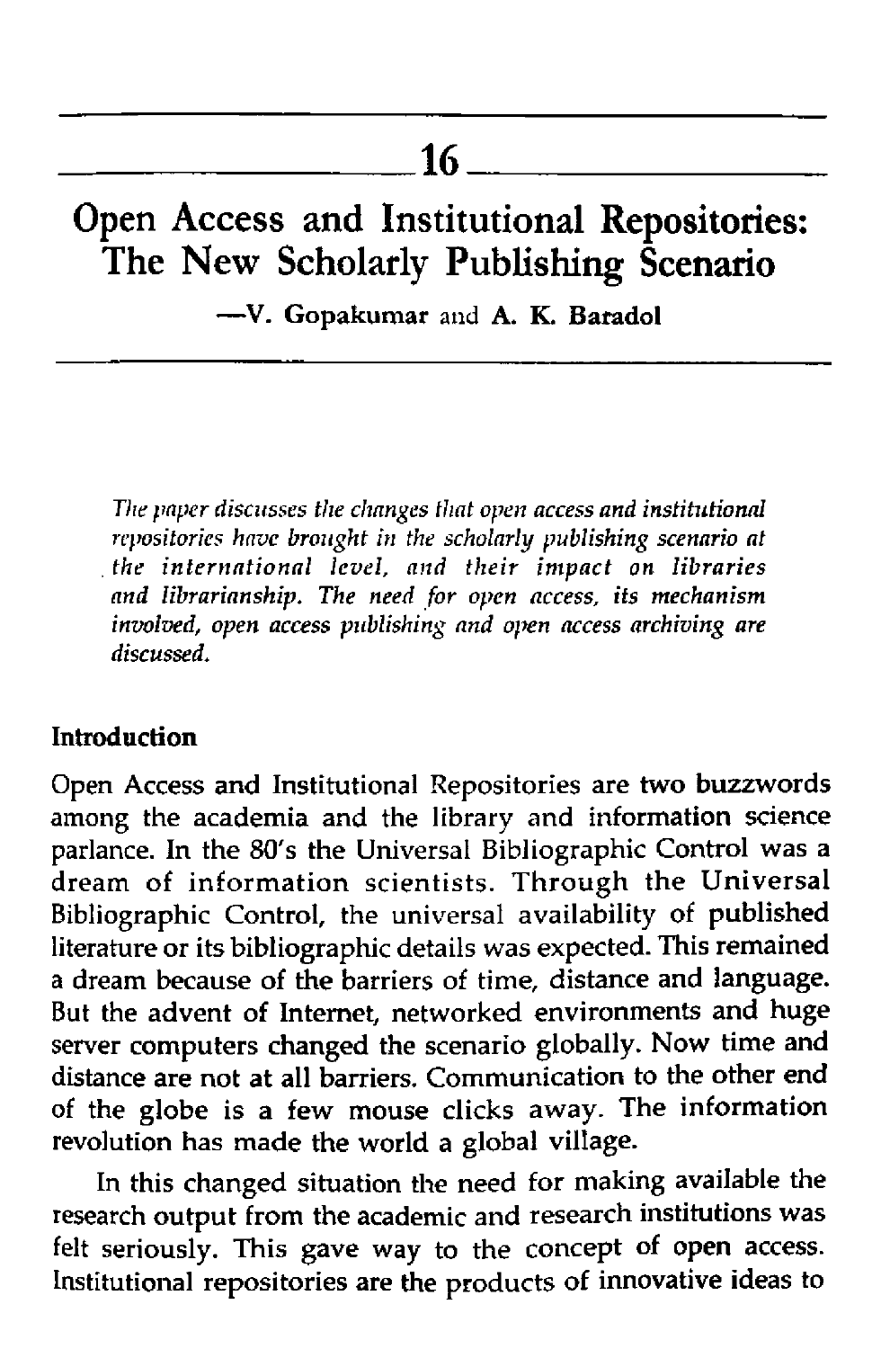# 16

# Open Access and Institutional Repositories: The New Scholarly Publishing Scenario

—**V. Gopakumar** and **A. K. Baradol**

*The paper discusses the changes that open access and institutional repositories have brought in the scholarly publishing scenario at the international level, and their impact on libraries and librarianship. The need for open access, its mechanism involved, open access publishing and open access archiving are discussed.*

## Introduction

Open Access and Institutional Repositories are two buzzwords among the academia and the library and information science parlance. In the 80's the Universal Bibliographic Control was a dream of information scientists. Through the Universal Bibliographic Control, the universal availability of published literature or its bibliographic details was expected. This remained a dream because of the barriers of time, distance and language. But the advent of Internet, networked environments and huge server computers changed the scenario globally. Now time and distance are not at all barriers. Communication to the other end of the globe is a few mouse clicks away. The information revolution has made the world a global village.

In this changed situation the need for making available the research output from the academic and research institutions was felt seriously. This gave way to the concept of open access. Institutional repositories are the products of innovative ideas to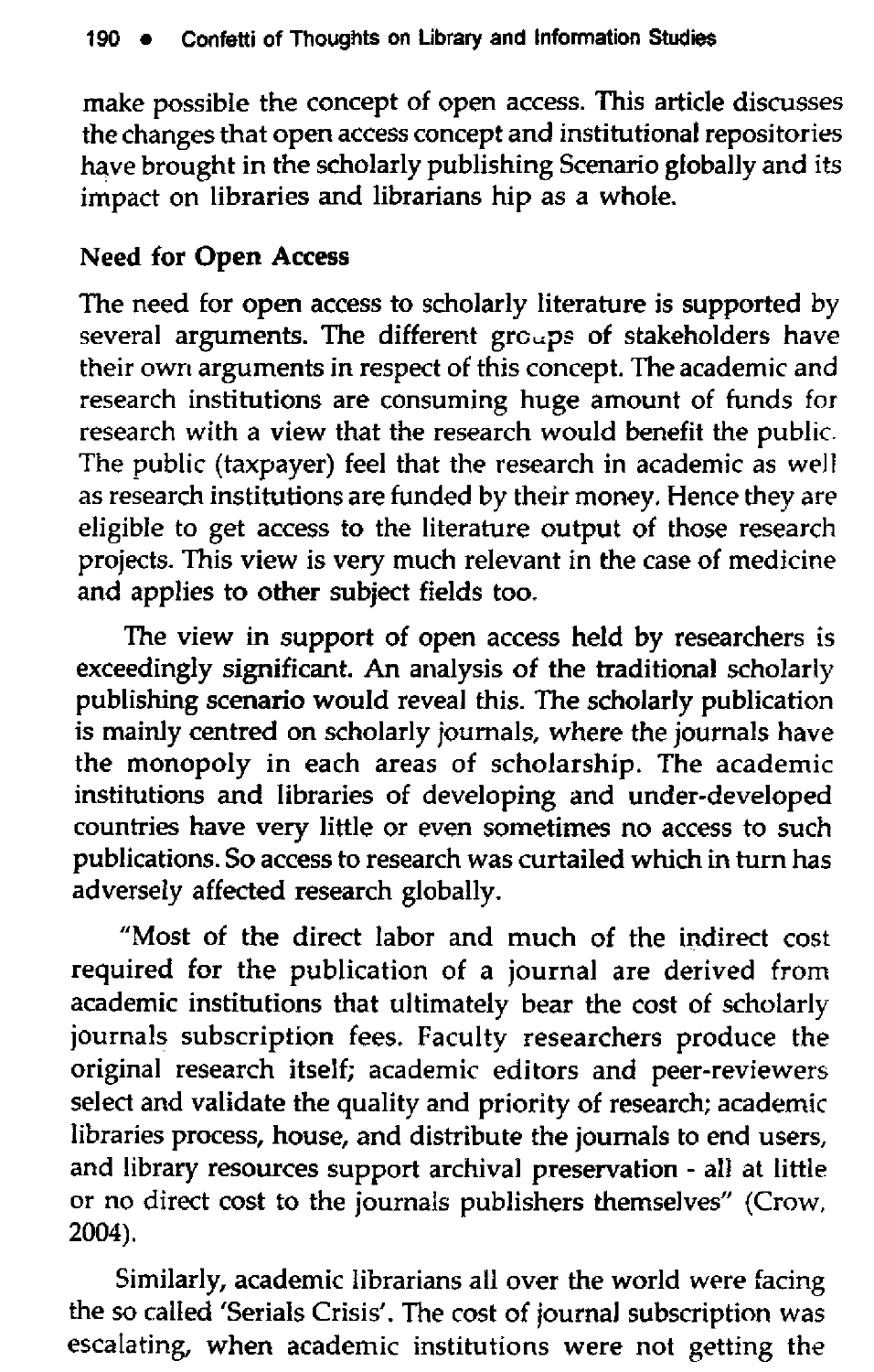make possible the concept of open access. This article discusses the changes that open access concept and institutional repositories have brought in the scholarly publishing Scenario globally and its impact on libraries and librarians hip as a whole.

## Need for Open Access

The need for open access to scholarly literature is supported by several arguments. The different groups of stakeholders have their own arguments in respect of this concept. The academic and research institutions are consuming huge amount of funds for research with a view that the research would benefit the public. The public (taxpayer) feel that the research in academic as well as research institutions are funded by their money. Hence they are eligible to get access to the literature output of those research projects. This view is very much relevant in the case of medicine and applies to other subject fields too.

The view in support of open access held by researchers is exceedingly significant. An analysis of the traditional scholarly publishing scenario would reveal this. The scholarly publication is mainly centred on scholarly journals, where the journals have the monopoly in each areas of scholarship. The academic institutions and libraries of developing and under-developed countries have very little or even sometimes no access to such publications. So access to research was curtailed which in turn has adversely affected research globally.

"Most of the direct labor and much of the indirect cost required for the publication of a journal are derived from academic institutions that ultimately bear the cost of scholarly journals subscription fees. Faculty researchers produce the original research itself; academic editors and peer-reviewers select and validate the quality and priority of research; academic libraries process, house, and distribute the journals to end users, and library resources support archival preservation - all at little or no direct cost to the journals publishers themselves" (Crow, 2004).

Similarly, academic librarians all over the world were facing the so called 'Serials Crisis'. The cost of journal subscription was escalating, when academic institutions were not getting the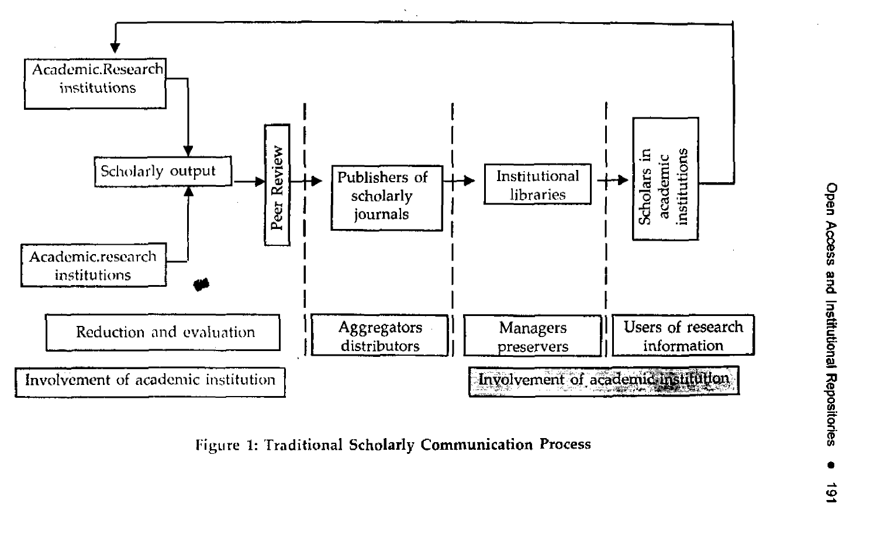Academic.Research institutions

Scholarly output

Academic.research institutions

Peer Review

Publishers of scholarly journals

Institutional libraries

Scholars in academic institutions

Reduction and evaluation

Aggregators distributors

Managers preservers

Users of research information

Involvement of academic institution

Involvement of academic institution

Figure 1: Traditional Scholarly Communication Process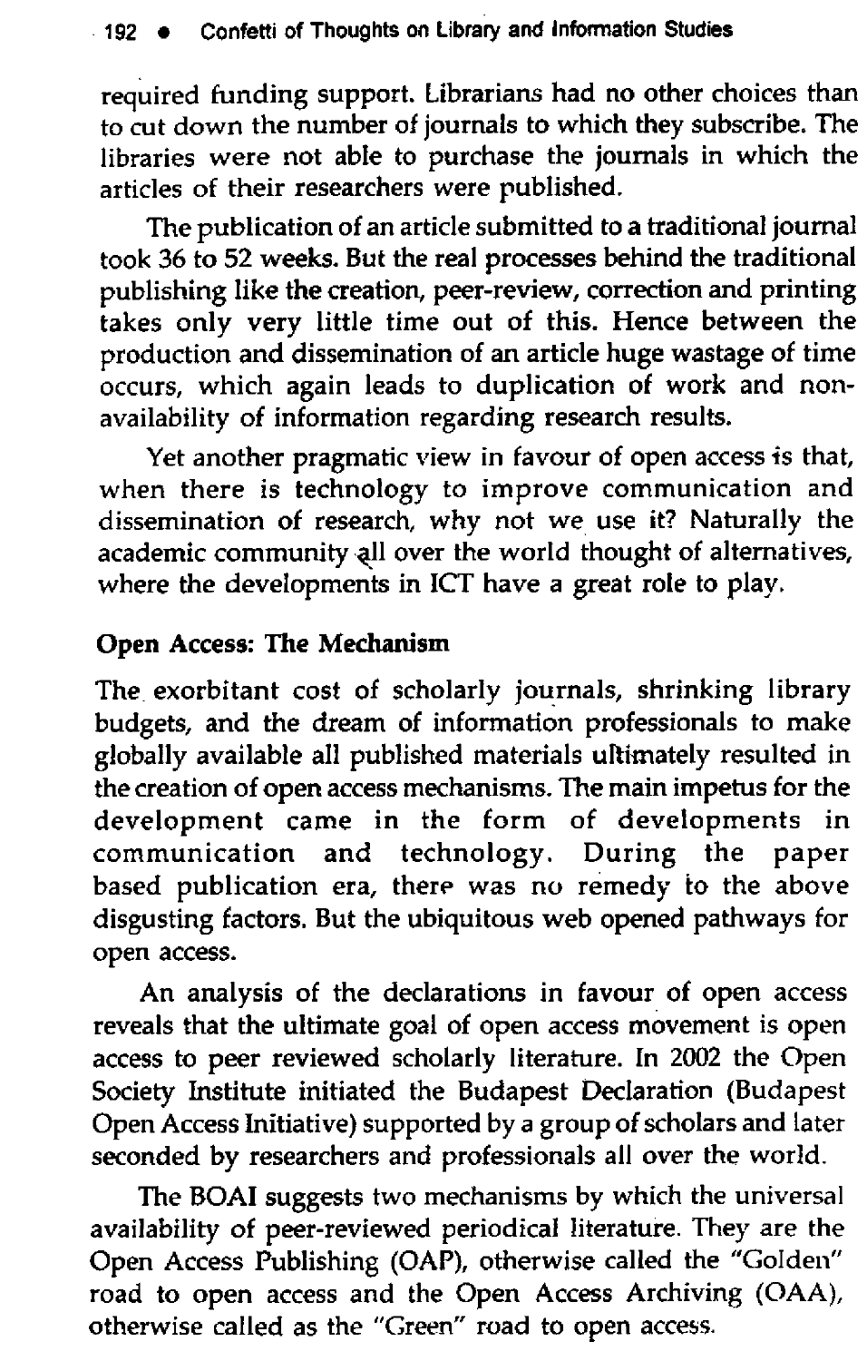required funding support. Librarians had no other choices than to cut down the number of journals to which they subscribe. The libraries were not able to purchase the journals in which the articles of their researchers were published.

The publication of an article submitted to a traditional journal took 36 to 52 weeks. But the real processes behind the traditional publishing like the creation, peer-review, correction and printing takes only very little time out of this. Hence between the production and dissemination of an article huge wastage of time occurs, which again leads to duplication of work and non-availability of information regarding research results.

Yet another pragmatic view in favour of open access is that, when there is technology to improve communication and dissemination of research, why not we use it? Naturally the academic community all over the world thought of alternatives, where the developments in ICT have a great role to play.

**Open Access: The Mechanism**

The exorbitant cost of scholarly journals, shrinking library budgets, and the dream of information professionals to make globally available all published materials ultimately resulted in the creation of open access mechanisms. The main impetus for the development came in the form of developments in communication and technology. During the paper based publication era, there was no remedy to the above disgusting factors. But the ubiquitous web opened pathways for open access.

An analysis of the declarations in favour of open access reveals that the ultimate goal of open access movement is open access to peer reviewed scholarly literature. In 2002 the Open Society Institute initiated the Budapest Declaration (Budapest Open Access Initiative) supported by a group of scholars and later seconded by researchers and professionals all over the world.

The BOAI suggests two mechanisms by which the universal availability of peer-reviewed periodical literature. They are the Open Access Publishing (OAP), otherwise called the "Golden" road to open access and the Open Access Archiving (OAA), otherwise called as the "Green" road to open access.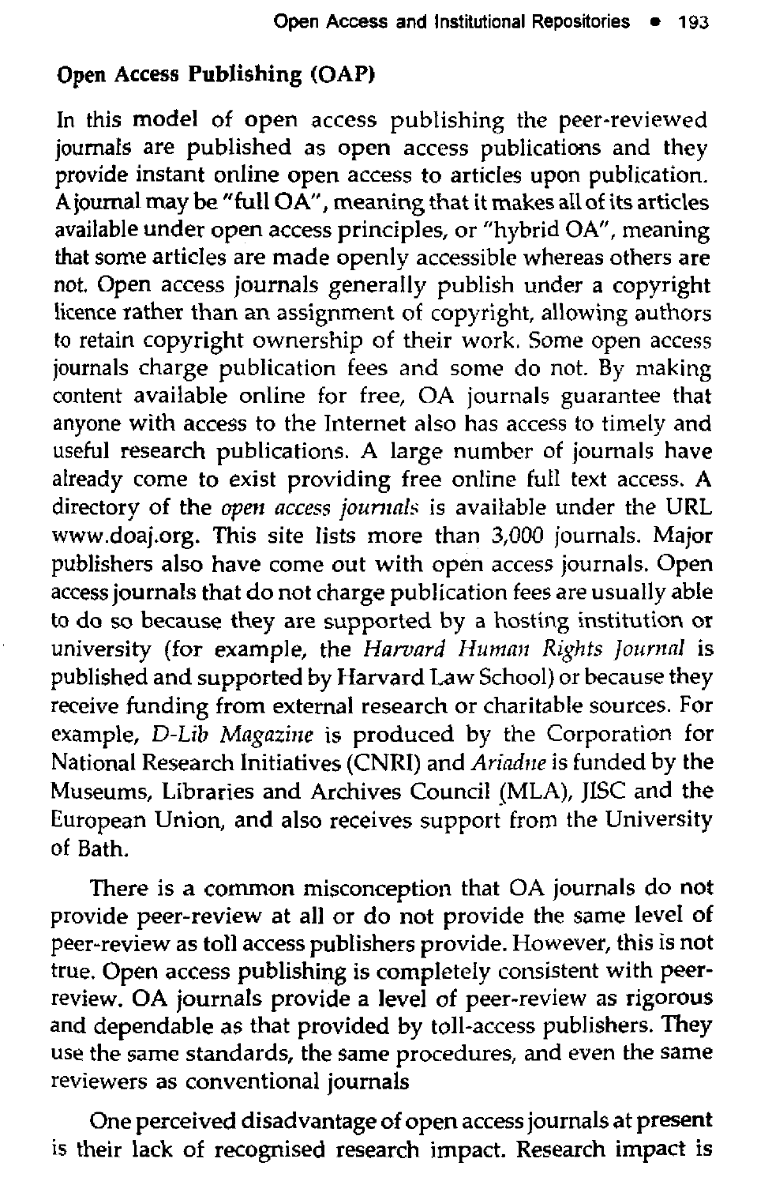### Open Access Publishing (OAP)

In this model of open access publishing the peer-reviewed journals are published as open access publications and they provide instant online open access to articles upon publication. A journal may be "full OA", meaning that it makes all of its articles available under open access principles, or "hybrid OA", meaning that some articles are made openly accessible whereas others are not. Open access journals generally publish under a copyright licence rather than an assignment of copyright, allowing authors to retain copyright ownership of their work. Some open access journals charge publication fees and some do not. By making content available online for free, OA journals guarantee that anyone with access to the Internet also has access to timely and useful research publications. A large number of journals have already come to exist providing free online full text access. A directory of the *open access journals* is available under the URL www.doaj.org. This site lists more than 3,000 journals. Major publishers also have come out with open access journals. Open access journals that do not charge publication fees are usually able to do so because they are supported by a hosting institution or university (for example, the *Harvard Human Rights Journal* is published and supported by Harvard Law School) or because they receive funding from external research or charitable sources. For example, *D-Lib Magazine* is produced by the Corporation for National Research Initiatives (CNRI) and *Ariadne* is funded by the Museums, Libraries and Archives Council (MLA), JISC and the European Union, and also receives support from the University of Bath.

There is a common misconception that OA journals do not provide peer-review at all or do not provide the same level of peer-review as toll access publishers provide. However, this is not true. Open access publishing is completely consistent with peer-review. OA journals provide a level of peer-review as rigorous and dependable as that provided by toll-access publishers. They use the same standards, the same procedures, and even the same reviewers as conventional journals

One perceived disadvantage of open access journals at present is their lack of recognised research impact. Research impact is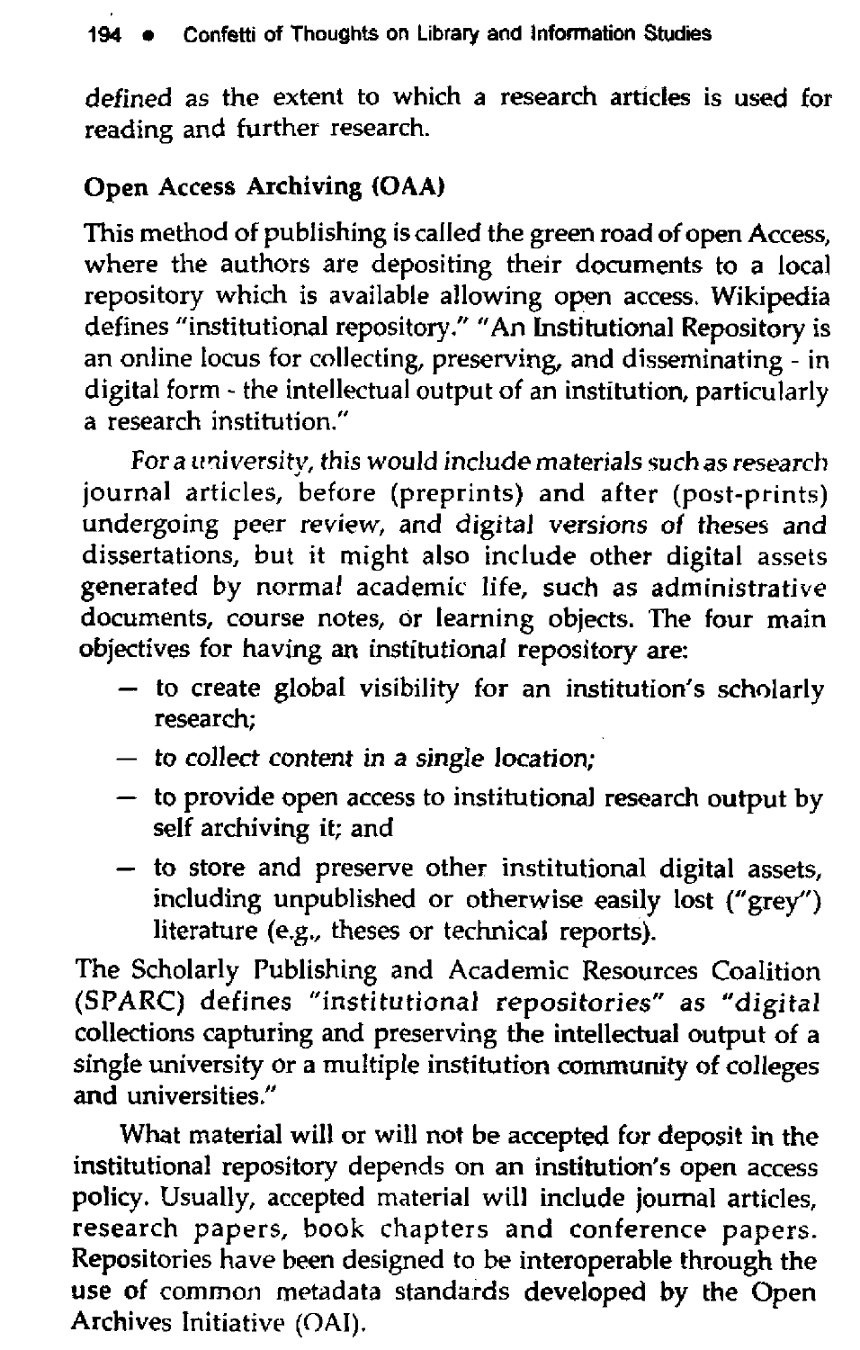defined as the extent to which a research articles is used for reading and further research.

### Open Access Archiving (OAA)

This method of publishing is called the green road of open Access, where the authors are depositing their documents to a local repository which is available allowing open access. Wikipedia defines "institutional repository." "An Institutional Repository is an online locus for collecting, preserving, and disseminating - in digital form - the intellectual output of an institution, particularly a research institution."

*For a university, this would include materials such as research* journal articles, before (preprints) and after (post-prints) undergoing peer review, and digital versions of theses and dissertations, but it might also include other digital assets generated by normal academic life, such as administrative documents, course notes, or learning objects. The four main objectives for having an institutional repository are:

- to create global visibility for an institution's scholarly research;
- *to collect content in a single location;*
- to provide open access to institutional research output by self archiving it; and
- to store and preserve other institutional digital assets, including unpublished or otherwise easily lost ("grey") literature (e.g., theses or technical reports).

The Scholarly Publishing and Academic Resources Coalition (SPARC) defines "institutional repositories" as "digital collections capturing and preserving the intellectual output of a single university or a multiple institution community of colleges and universities."

What material will or will not be accepted for deposit in the institutional repository depends on an institution's open access policy. Usually, accepted material will include journal articles, research papers, book chapters and conference papers. Repositories have been designed to be interoperable through the use of common metadata standards developed by the Open Archives Initiative (OAI).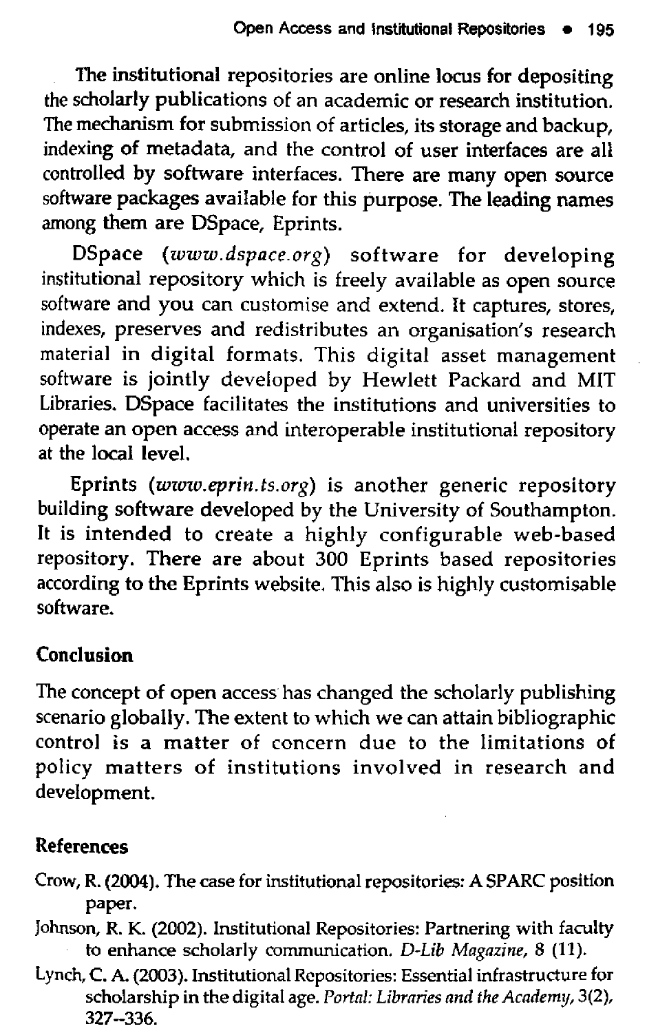The institutional repositories are online locus for depositing the scholarly publications of an academic or research institution. The mechanism for submission of articles, its storage and backup, indexing of metadata, and the control of user interfaces are all controlled by software interfaces. There are many open source software packages available for this purpose. The leading names among them are DSpace, Eprints.

DSpace (*www.dspace.org*) software for developing institutional repository which is freely available as open source software and you can customise and extend. It captures, stores, indexes, preserves and redistributes an organisation's research material in digital formats. This digital asset management software is jointly developed by Hewlett Packard and MIT Libraries. DSpace facilitates the institutions and universities to operate an open access and interoperable institutional repository at the local level.

Eprints (*www.eprin.ts.org*) is another generic repository building software developed by the University of Southampton. It is intended to create a highly configurable web-based repository. There are about 300 Eprints based repositories according to the Eprints website. This also is highly customisable software.

## Conclusion

The concept of open access has changed the scholarly publishing scenario globally. The extent to which we can attain bibliographic control is a matter of concern due to the limitations of policy matters of institutions involved in research and development.

## References

Crow, R. (2004). The case for institutional repositories: A SPARC position paper.

Johnson, R. K. (2002). Institutional Repositories: Partnering with faculty to enhance scholarly communication. *D-Lib Magazine*, 8 (11).

Lynch, C. A. (2003). Institutional Repositories: Essential infrastructure for scholarship in the digital age. *Portal: Libraries and the Academy*, 3(2), 327--336.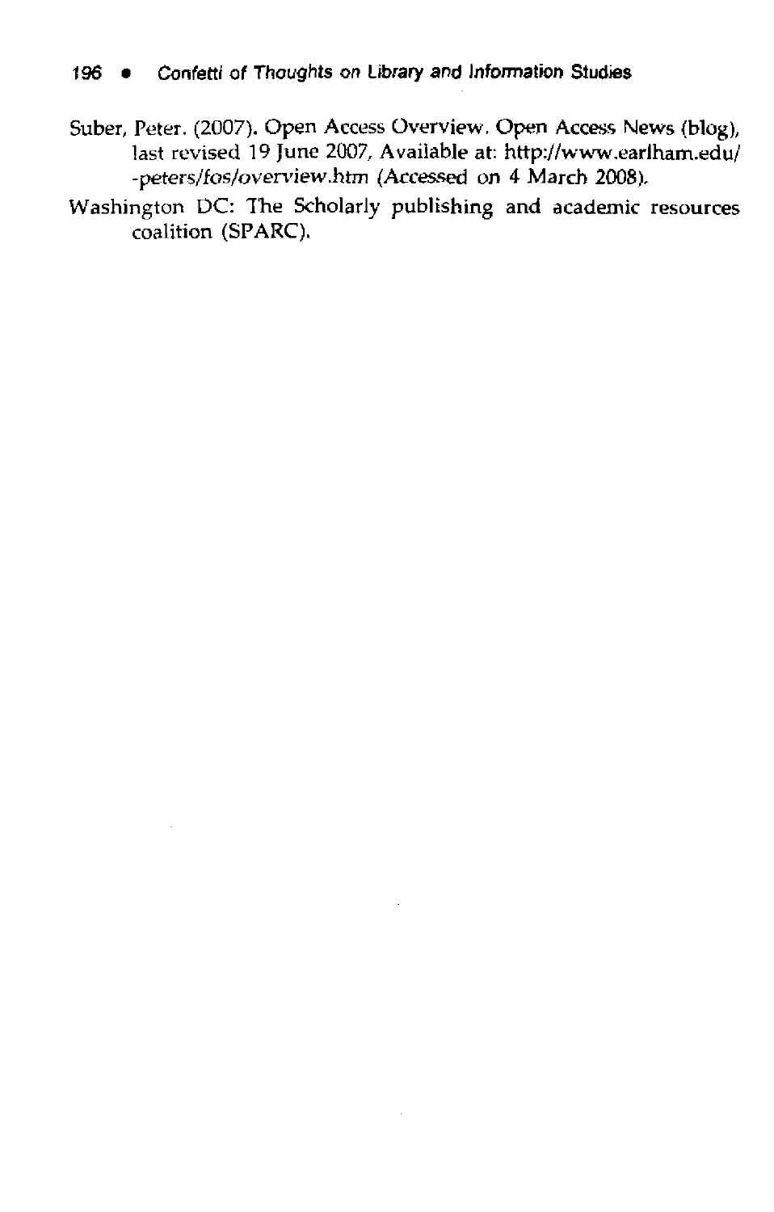Suber, Peter. (2007). Open Access Overview. Open Access News (blog), last revised 19 June 2007, Available at: http://www.earlham.edu/-peters/fos/overview.htm (Accessed on 4 March 2008).

Washington DC: The Scholarly publishing and academic resources coalition (SPARC).